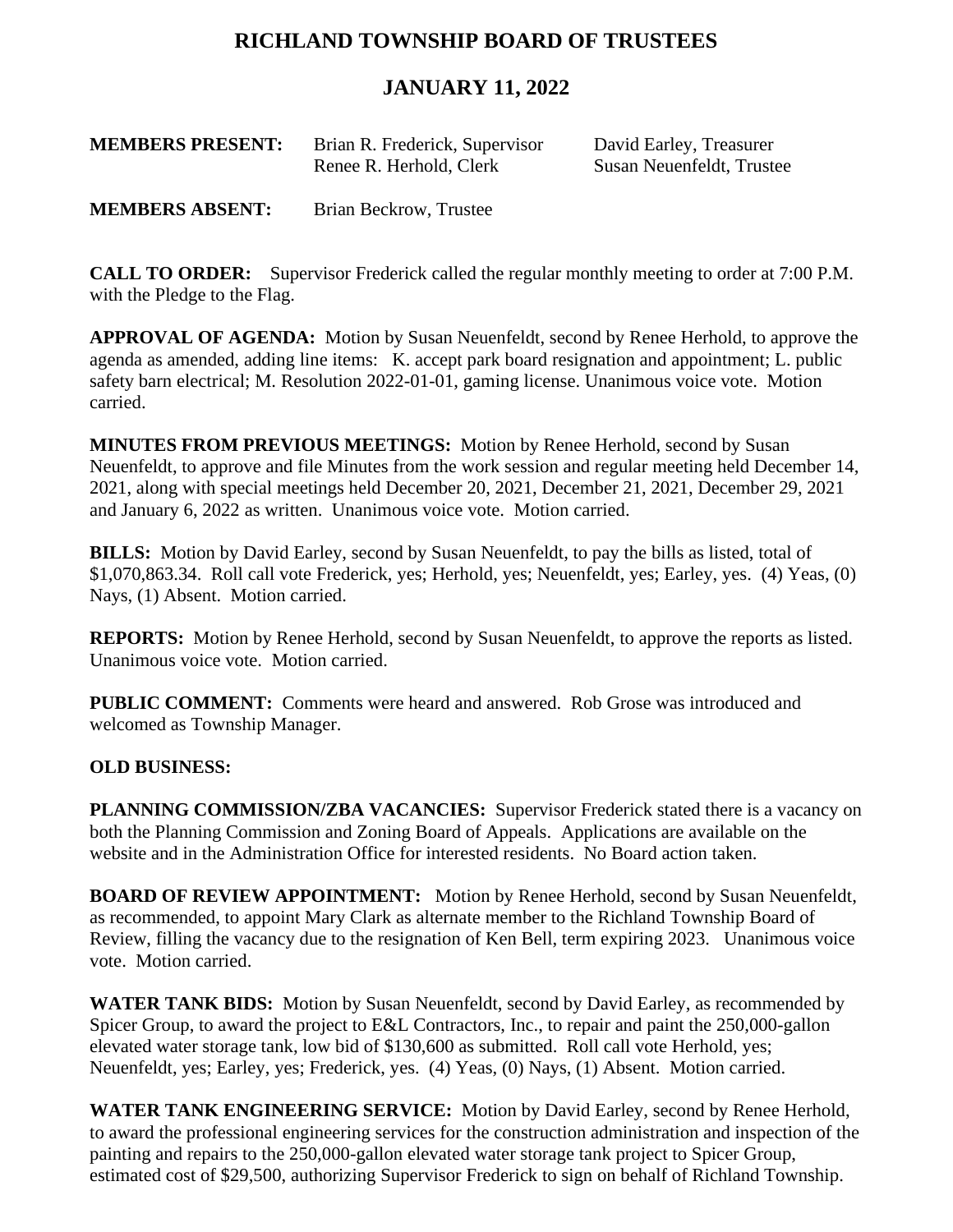# RICHLAND TOWNSHIP BOARD OF TRUSTEES

## JANUARY 11, 2022

**MEMBERS PRESENT:** Brian R. Frederick, Supervisor; David Earley, Treasurer; Renee R. Herhold, Clerk; Susan Neuenfeldt, Trustee

**MEMBERS ABSENT:** Brian Beckrow, Trustee

**CALL TO ORDER:** Supervisor Frederick called the regular monthly meeting to order at 7:00 P.M. with the Pledge to the Flag.

**APPROVAL OF AGENDA:** Motion by Susan Neuenfeldt, second by Renee Herhold, to approve the agenda as amended, adding line items: K. accept park board resignation and appointment; L. public safety barn electrical; M. Resolution 2022-01-01, gaming license. Unanimous voice vote. Motion carried.

**MINUTES FROM PREVIOUS MEETINGS:** Motion by Renee Herhold, second by Susan Neuenfeldt, to approve and file Minutes from the work session and regular meeting held December 14, 2021, along with special meetings held December 20, 2021, December 21, 2021, December 29, 2021 and January 6, 2022 as written. Unanimous voice vote. Motion carried.

**BILLS:** Motion by David Earley, second by Susan Neuenfeldt, to pay the bills as listed, total of $1,070,863.34. Roll call vote Frederick, yes; Herhold, yes; Neuenfeldt, yes; Earley, yes. (4) Yeas, (0) Nays, (1) Absent. Motion carried.

**REPORTS:** Motion by Renee Herhold, second by Susan Neuenfeldt, to approve the reports as listed. Unanimous voice vote. Motion carried.

**PUBLIC COMMENT:** Comments were heard and answered. Rob Grose was introduced and welcomed as Township Manager.

**OLD BUSINESS:**

**PLANNING COMMISSION/ZBA VACANCIES:** Supervisor Frederick stated there is a vacancy on both the Planning Commission and Zoning Board of Appeals. Applications are available on the website and in the Administration Office for interested residents. No Board action taken.

**BOARD OF REVIEW APPOINTMENT:** Motion by Renee Herhold, second by Susan Neuenfeldt, as recommended, to appoint Mary Clark as alternate member to the Richland Township Board of Review, filling the vacancy due to the resignation of Ken Bell, term expiring 2023. Unanimous voice vote. Motion carried.

**WATER TANK BIDS:** Motion by Susan Neuenfeldt, second by David Earley, as recommended by Spicer Group, to award the project to E&L Contractors, Inc., to repair and paint the 250,000-gallon elevated water storage tank, low bid of $130,600 as submitted. Roll call vote Herhold, yes; Neuenfeldt, yes; Earley, yes; Frederick, yes. (4) Yeas, (0) Nays, (1) Absent. Motion carried.

**WATER TANK ENGINEERING SERVICE:** Motion by David Earley, second by Renee Herhold, to award the professional engineering services for the construction administration and inspection of the painting and repairs to the 250,000-gallon elevated water storage tank project to Spicer Group, estimated cost of $29,500, authorizing Supervisor Frederick to sign on behalf of Richland Township.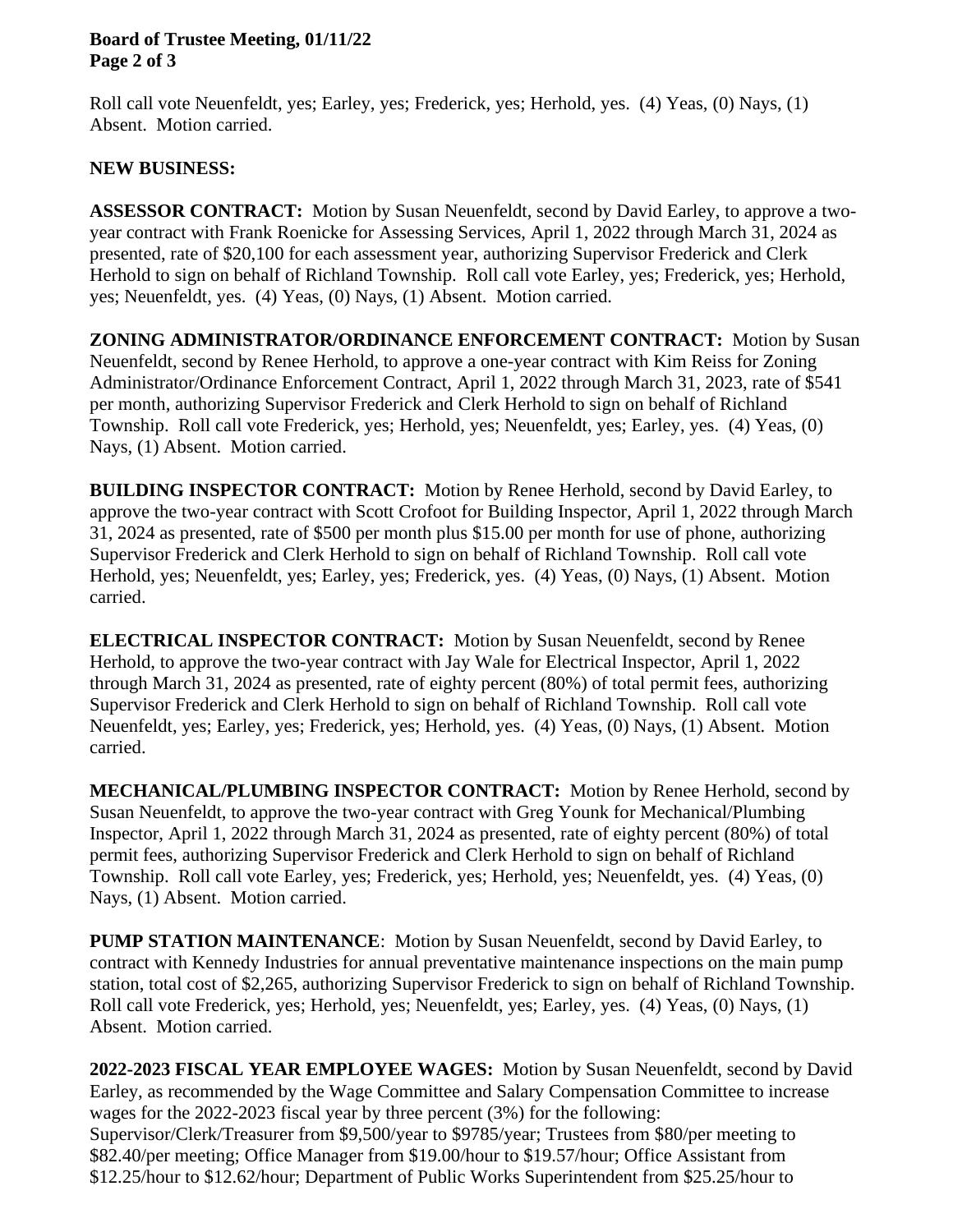Roll call vote Neuenfeldt, yes; Earley, yes; Frederick, yes; Herhold, yes. (4) Yeas, (0) Nays, (1) Absent. Motion carried.

**NEW BUSINESS:**

**ASSESSOR CONTRACT:** Motion by Susan Neuenfeldt, second by David Earley, to approve a two-year contract with Frank Roenicke for Assessing Services, April 1, 2022 through March 31, 2024 as presented, rate of $20,100 for each assessment year, authorizing Supervisor Frederick and Clerk Herhold to sign on behalf of Richland Township. Roll call vote Earley, yes; Frederick, yes; Herhold, yes; Neuenfeldt, yes. (4) Yeas, (0) Nays, (1) Absent. Motion carried.

**ZONING ADMINISTRATOR/ORDINANCE ENFORCEMENT CONTRACT:** Motion by Susan Neuenfeldt, second by Renee Herhold, to approve a one-year contract with Kim Reiss for Zoning Administrator/Ordinance Enforcement Contract, April 1, 2022 through March 31, 2023, rate of $541 per month, authorizing Supervisor Frederick and Clerk Herhold to sign on behalf of Richland Township. Roll call vote Frederick, yes; Herhold, yes; Neuenfeldt, yes; Earley, yes. (4) Yeas, (0) Nays, (1) Absent. Motion carried.

**BUILDING INSPECTOR CONTRACT:** Motion by Renee Herhold, second by David Earley, to approve the two-year contract with Scott Crofoot for Building Inspector, April 1, 2022 through March 31, 2024 as presented, rate of $500 per month plus $15.00 per month for use of phone, authorizing Supervisor Frederick and Clerk Herhold to sign on behalf of Richland Township. Roll call vote Herhold, yes; Neuenfeldt, yes; Earley, yes; Frederick, yes. (4) Yeas, (0) Nays, (1) Absent. Motion carried.

**ELECTRICAL INSPECTOR CONTRACT:** Motion by Susan Neuenfeldt, second by Renee Herhold, to approve the two-year contract with Jay Wale for Electrical Inspector, April 1, 2022 through March 31, 2024 as presented, rate of eighty percent (80%) of total permit fees, authorizing Supervisor Frederick and Clerk Herhold to sign on behalf of Richland Township. Roll call vote Neuenfeldt, yes; Earley, yes; Frederick, yes; Herhold, yes. (4) Yeas, (0) Nays, (1) Absent. Motion carried.

**MECHANICAL/PLUMBING INSPECTOR CONTRACT:** Motion by Renee Herhold, second by Susan Neuenfeldt, to approve the two-year contract with Greg Younk for Mechanical/Plumbing Inspector, April 1, 2022 through March 31, 2024 as presented, rate of eighty percent (80%) of total permit fees, authorizing Supervisor Frederick and Clerk Herhold to sign on behalf of Richland Township. Roll call vote Earley, yes; Frederick, yes; Herhold, yes; Neuenfeldt, yes. (4) Yeas, (0) Nays, (1) Absent. Motion carried.

**PUMP STATION MAINTENANCE**: Motion by Susan Neuenfeldt, second by David Earley, to contract with Kennedy Industries for annual preventative maintenance inspections on the main pump station, total cost of $2,265, authorizing Supervisor Frederick to sign on behalf of Richland Township. Roll call vote Frederick, yes; Herhold, yes; Neuenfeldt, yes; Earley, yes. (4) Yeas, (0) Nays, (1) Absent. Motion carried.

**2022-2023 FISCAL YEAR EMPLOYEE WAGES:** Motion by Susan Neuenfeldt, second by David Earley, as recommended by the Wage Committee and Salary Compensation Committee to increase wages for the 2022-2023 fiscal year by three percent (3%) for the following: Supervisor/Clerk/Treasurer from $9,500/year to $9785/year; Trustees from $80/per meeting to $82.40/per meeting; Office Manager from $19.00/hour to $19.57/hour; Office Assistant from $12.25/hour to $12.62/hour; Department of Public Works Superintendent from $25.25/hour to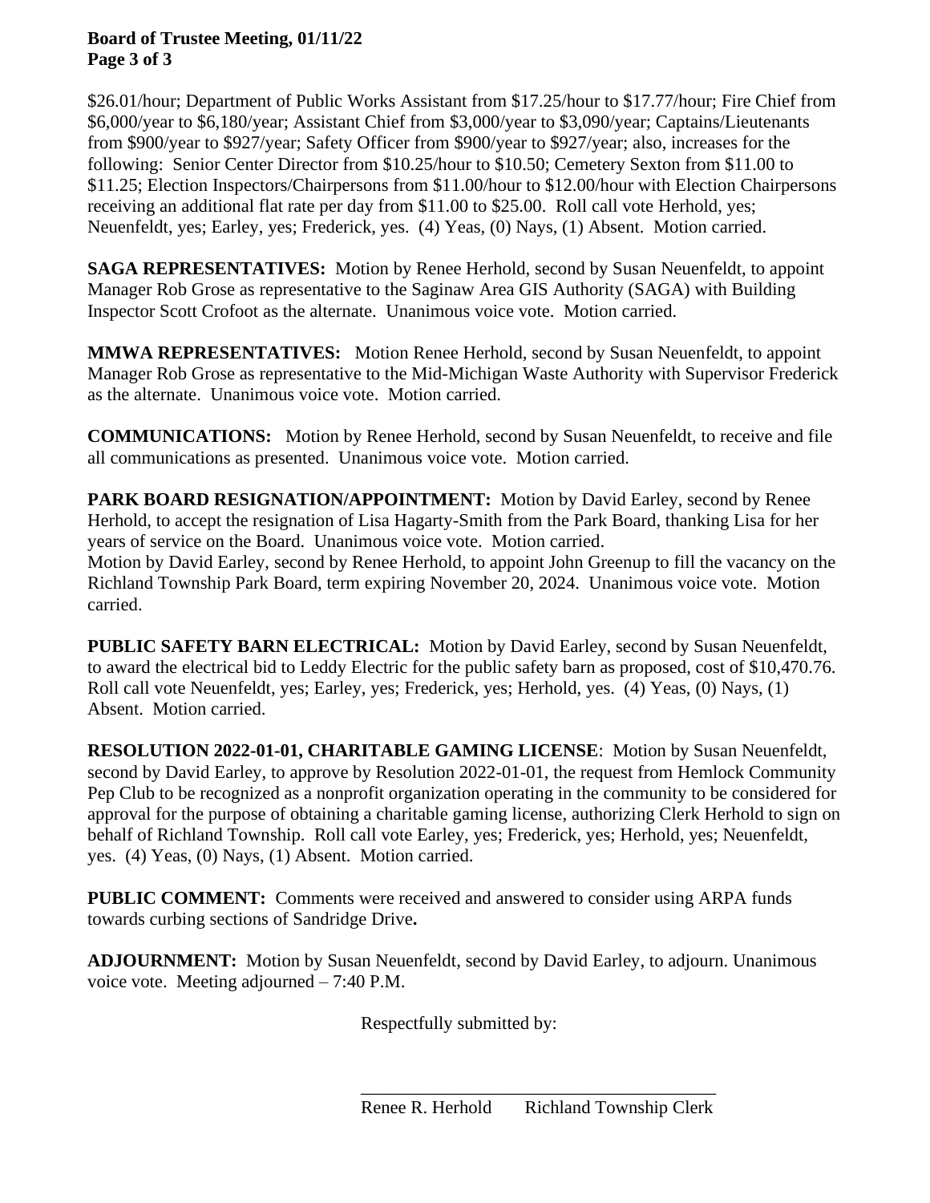$26.01/hour; Department of Public Works Assistant from $17.25/hour to $17.77/hour; Fire Chief from $6,000/year to $6,180/year; Assistant Chief from $3,000/year to $3,090/year; Captains/Lieutenants from $900/year to $927/year; Safety Officer from $900/year to $927/year; also, increases for the following: Senior Center Director from $10.25/hour to $10.50; Cemetery Sexton from $11.00 to $11.25; Election Inspectors/Chairpersons from $11.00/hour to $12.00/hour with Election Chairpersons receiving an additional flat rate per day from $11.00 to $25.00. Roll call vote Herhold, yes; Neuenfeldt, yes; Earley, yes; Frederick, yes. (4) Yeas, (0) Nays, (1) Absent. Motion carried.

**SAGA REPRESENTATIVES:** Motion by Renee Herhold, second by Susan Neuenfeldt, to appoint Manager Rob Grose as representative to the Saginaw Area GIS Authority (SAGA) with Building Inspector Scott Crofoot as the alternate. Unanimous voice vote. Motion carried.

**MMWA REPRESENTATIVES:** Motion Renee Herhold, second by Susan Neuenfeldt, to appoint Manager Rob Grose as representative to the Mid-Michigan Waste Authority with Supervisor Frederick as the alternate. Unanimous voice vote. Motion carried.

**COMMUNICATIONS:** Motion by Renee Herhold, second by Susan Neuenfeldt, to receive and file all communications as presented. Unanimous voice vote. Motion carried.

**PARK BOARD RESIGNATION/APPOINTMENT:** Motion by David Earley, second by Renee Herhold, to accept the resignation of Lisa Hagarty-Smith from the Park Board, thanking Lisa for her years of service on the Board. Unanimous voice vote. Motion carried.
Motion by David Earley, second by Renee Herhold, to appoint John Greenup to fill the vacancy on the Richland Township Park Board, term expiring November 20, 2024. Unanimous voice vote. Motion carried.

**PUBLIC SAFETY BARN ELECTRICAL:** Motion by David Earley, second by Susan Neuenfeldt, to award the electrical bid to Leddy Electric for the public safety barn as proposed, cost of $10,470.76. Roll call vote Neuenfeldt, yes; Earley, yes; Frederick, yes; Herhold, yes. (4) Yeas, (0) Nays, (1) Absent. Motion carried.

**RESOLUTION 2022-01-01, CHARITABLE GAMING LICENSE**: Motion by Susan Neuenfeldt, second by David Earley, to approve by Resolution 2022-01-01, the request from Hemlock Community Pep Club to be recognized as a nonprofit organization operating in the community to be considered for approval for the purpose of obtaining a charitable gaming license, authorizing Clerk Herhold to sign on behalf of Richland Township. Roll call vote Earley, yes; Frederick, yes; Herhold, yes; Neuenfeldt, yes. (4) Yeas, (0) Nays, (1) Absent. Motion carried.

**PUBLIC COMMENT:** Comments were received and answered to consider using ARPA funds towards curbing sections of Sandridge Drive**.**

**ADJOURNMENT:** Motion by Susan Neuenfeldt, second by David Earley, to adjourn. Unanimous voice vote. Meeting adjourned – 7:40 P.M.

Respectfully submitted by:

\_\_\_\_\_\_\_\_\_\_\_\_\_\_\_\_\_\_\_\_\_\_\_\_\_\_\_\_\_\_\_\_\_\_\_\_\_\_\_\_

Renee R. Herhold Richland Township Clerk